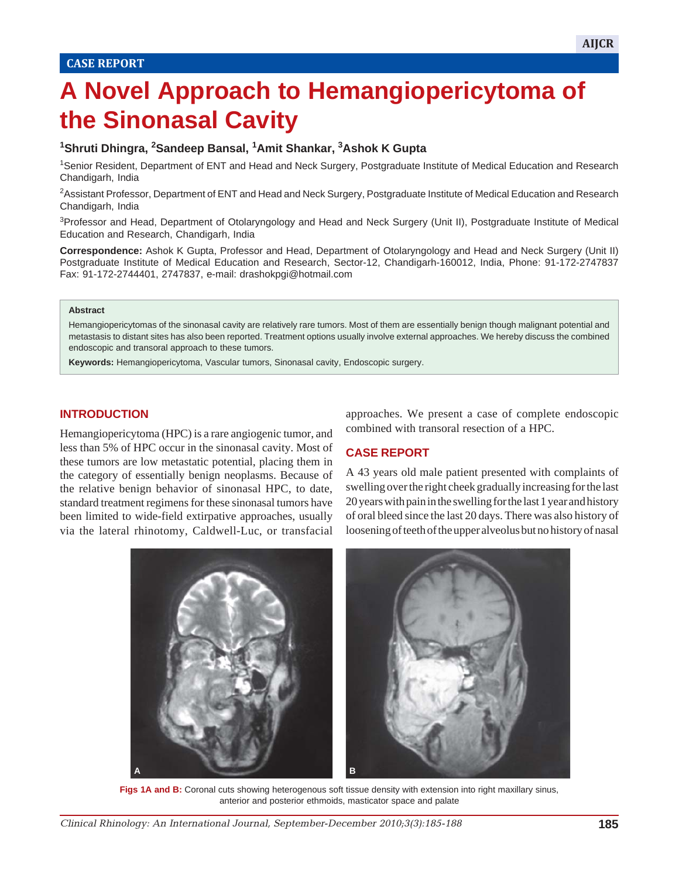CASE REPORT

# A Novel Approach to Hemangiopericytoma of the Sinonasal Cavity

**[1]Shruti Dhingra, [2]Sandeep Bansal, [1]Amit Shankar, [3]Ashok K Gupta**

[1]Senior Resident, Department of ENT and Head and Neck Surgery, Postgraduate Institute of Medical Education and Research Chandigarh, India

[2]Assistant Professor, Department of ENT and Head and Neck Surgery, Postgraduate Institute of Medical Education and Research Chandigarh, India

[3]Professor and Head, Department of Otolaryngology and Head and Neck Surgery (Unit II), Postgraduate Institute of Medical Education and Research, Chandigarh, India

**Correspondence:** Ashok K Gupta, Professor and Head, Department of Otolaryngology and Head and Neck Surgery (Unit II) Postgraduate Institute of Medical Education and Research, Sector-12, Chandigarh-160012, India, Phone: 91-172-2747837 Fax: 91-172-2744401, 2747837, e-mail: drashokpgi@hotmail.com

**Abstract**

Hemangiopericytomas of the sinonasal cavity are relatively rare tumors. Most of them are essentially benign though malignant potential and metastasis to distant sites has also been reported. Treatment options usually involve external approaches. We hereby discuss the combined endoscopic and transoral approach to these tumors.

**Keywords:** Hemangiopericytoma, Vascular tumors, Sinonasal cavity, Endoscopic surgery.

## INTRODUCTION

Hemangiopericytoma (HPC) is a rare angiogenic tumor, and less than 5% of HPC occur in the sinonasal cavity. Most of these tumors are low metastatic potential, placing them in the category of essentially benign neoplasms. Because of the relative benign behavior of sinonasal HPC, to date, standard treatment regimens for these sinonasal tumors have been limited to wide-field extirpative approaches, usually via the lateral rhinotomy, Caldwell-Luc, or transfacial approaches. We present a case of complete endoscopic combined with transoral resection of a HPC.

## CASE REPORT

A 43 years old male patient presented with complaints of swelling over the right cheek gradually increasing for the last 20 years with pain in the swelling for the last 1 year and history of oral bleed since the last 20 days. There was also history of loosening of teeth of the upper alveolus but no history of nasal

**Figs 1A and B:** Coronal cuts showing heterogenous soft tissue density with extension into right maxillary sinus, anterior and posterior ethmoids, masticator space and palate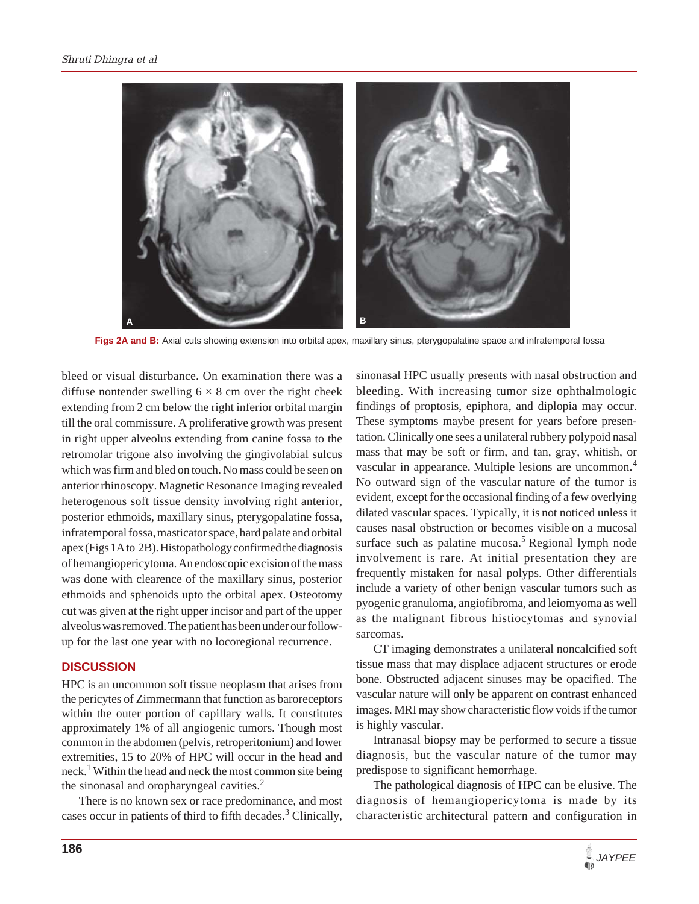Figs 2A and B: Axial cuts showing extension into orbital apex, maxillary sinus, pterygopalatine space and infratemporal fossa

bleed or visual disturbance. On examination there was a diffuse nontender swelling 6 × 8 cm over the right cheek extending from 2 cm below the right inferior orbital margin till the oral commissure. A proliferative growth was present in right upper alveolus extending from canine fossa to the retromolar trigone also involving the gingivolabial sulcus which was firm and bled on touch. No mass could be seen on anterior rhinoscopy. Magnetic Resonance Imaging revealed heterogenous soft tissue density involving right anterior, posterior ethmoids, maxillary sinus, pterygopalatine fossa, infratemporal fossa, masticator space, hard palate and orbital apex (Figs 1A to 2B). Histopathology confirmed the diagnosis of hemangiopericytoma. An endoscopic excision of the mass was done with clearence of the maxillary sinus, posterior ethmoids and sphenoids upto the orbital apex. Osteotomy cut was given at the right upper incisor and part of the upper alveolus was removed. The patient has been under our follow-up for the last one year with no locoregional recurrence.

## DISCUSSION

HPC is an uncommon soft tissue neoplasm that arises from the pericytes of Zimmermann that function as baroreceptors within the outer portion of capillary walls. It constitutes approximately 1% of all angiogenic tumors. Though most common in the abdomen (pelvis, retroperitonium) and lower extremities, 15 to 20% of HPC will occur in the head and neck.[1] Within the head and neck the most common site being the sinonasal and oropharyngeal cavities.[2]

There is no known sex or race predominance, and most cases occur in patients of third to fifth decades.[3] Clinically, sinonasal HPC usually presents with nasal obstruction and bleeding. With increasing tumor size ophthalmologic findings of proptosis, epiphora, and diplopia may occur. These symptoms maybe present for years before presentation. Clinically one sees a unilateral rubbery polypoid nasal mass that may be soft or firm, and tan, gray, whitish, or vascular in appearance. Multiple lesions are uncommon.[4] No outward sign of the vascular nature of the tumor is evident, except for the occasional finding of a few overlying dilated vascular spaces. Typically, it is not noticed unless it causes nasal obstruction or becomes visible on a mucosal surface such as palatine mucosa.[5] Regional lymph node involvement is rare. At initial presentation they are frequently mistaken for nasal polyps. Other differentials include a variety of other benign vascular tumors such as pyogenic granuloma, angiofibroma, and leiomyoma as well as the malignant fibrous histiocytomas and synovial sarcomas.

CT imaging demonstrates a unilateral noncalcified soft tissue mass that may displace adjacent structures or erode bone. Obstructed adjacent sinuses may be opacified. The vascular nature will only be apparent on contrast enhanced images. MRI may show characteristic flow voids if the tumor is highly vascular.

Intranasal biopsy may be performed to secure a tissue diagnosis, but the vascular nature of the tumor may predispose to significant hemorrhage.

The pathological diagnosis of HPC can be elusive. The diagnosis of hemangiopericytoma is made by its characteristic architectural pattern and configuration in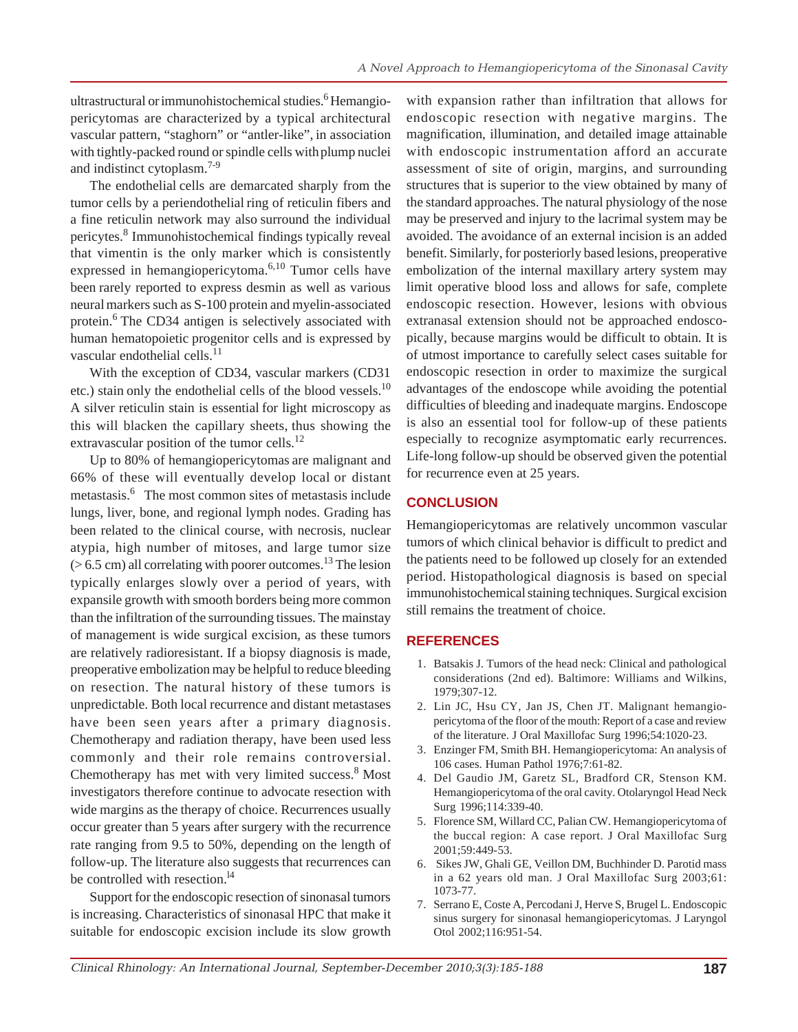ultrastructural or immunohistochemical studies.[6] Hemangiopericytomas are characterized by a typical architectural vascular pattern, "staghorn" or "antler-like", in association with tightly-packed round or spindle cells with plump nuclei and indistinct cytoplasm.[7-9]

The endothelial cells are demarcated sharply from the tumor cells by a periendothelial ring of reticulin fibers and a fine reticulin network may also surround the individual pericytes.[8] Immunohistochemical findings typically reveal that vimentin is the only marker which is consistently expressed in hemangiopericytoma.[6,10] Tumor cells have been rarely reported to express desmin as well as various neural markers such as S-100 protein and myelin-associated protein.[6] The CD34 antigen is selectively associated with human hematopoietic progenitor cells and is expressed by vascular endothelial cells.[11]

With the exception of CD34, vascular markers (CD31 etc.) stain only the endothelial cells of the blood vessels.[10] A silver reticulin stain is essential for light microscopy as this will blacken the capillary sheets, thus showing the extravascular position of the tumor cells.[12]

Up to 80% of hemangiopericytomas are malignant and 66% of these will eventually develop local or distant metastasis.[6] The most common sites of metastasis include lungs, liver, bone, and regional lymph nodes. Grading has been related to the clinical course, with necrosis, nuclear atypia, high number of mitoses, and large tumor size (> 6.5 cm) all correlating with poorer outcomes.[13] The lesion typically enlarges slowly over a period of years, with expansile growth with smooth borders being more common than the infiltration of the surrounding tissues. The mainstay of management is wide surgical excision, as these tumors are relatively radioresistant. If a biopsy diagnosis is made, preoperative embolization may be helpful to reduce bleeding on resection. The natural history of these tumors is unpredictable. Both local recurrence and distant metastases have been seen years after a primary diagnosis. Chemotherapy and radiation therapy, have been used less commonly and their role remains controversial. Chemotherapy has met with very limited success.[8] Most investigators therefore continue to advocate resection with wide margins as the therapy of choice. Recurrences usually occur greater than 5 years after surgery with the recurrence rate ranging from 9.5 to 50%, depending on the length of follow-up. The literature also suggests that recurrences can be controlled with resection.[14]

Support for the endoscopic resection of sinonasal tumors is increasing. Characteristics of sinonasal HPC that make it suitable for endoscopic excision include its slow growth with expansion rather than infiltration that allows for endoscopic resection with negative margins. The magnification, illumination, and detailed image attainable with endoscopic instrumentation afford an accurate assessment of site of origin, margins, and surrounding structures that is superior to the view obtained by many of the standard approaches. The natural physiology of the nose may be preserved and injury to the lacrimal system may be avoided. The avoidance of an external incision is an added benefit. Similarly, for posteriorly based lesions, preoperative embolization of the internal maxillary artery system may limit operative blood loss and allows for safe, complete endoscopic resection. However, lesions with obvious extranasal extension should not be approached endoscopically, because margins would be difficult to obtain. It is of utmost importance to carefully select cases suitable for endoscopic resection in order to maximize the surgical advantages of the endoscope while avoiding the potential difficulties of bleeding and inadequate margins. Endoscope is also an essential tool for follow-up of these patients especially to recognize asymptomatic early recurrences. Life-long follow-up should be observed given the potential for recurrence even at 25 years.

## CONCLUSION

Hemangiopericytomas are relatively uncommon vascular tumors of which clinical behavior is difficult to predict and the patients need to be followed up closely for an extended period. Histopathological diagnosis is based on special immunohistochemical staining techniques. Surgical excision still remains the treatment of choice.

## REFERENCES

1. Batsakis J. Tumors of the head neck: Clinical and pathological considerations (2nd ed). Baltimore: Williams and Wilkins, 1979;307-12.
2. Lin JC, Hsu CY, Jan JS, Chen JT. Malignant hemangiopericytoma of the floor of the mouth: Report of a case and review of the literature. J Oral Maxillofac Surg 1996;54:1020-23.
3. Enzinger FM, Smith BH. Hemangiopericytoma: An analysis of 106 cases. Human Pathol 1976;7:61-82.
4. Del Gaudio JM, Garetz SL, Bradford CR, Stenson KM. Hemangiopericytoma of the oral cavity. Otolaryngol Head Neck Surg 1996;114:339-40.
5. Florence SM, Willard CC, Palian CW. Hemangiopericytoma of the buccal region: A case report. J Oral Maxillofac Surg 2001;59:449-53.
6. Sikes JW, Ghali GE, Veillon DM, Buchhinder D. Parotid mass in a 62 years old man. J Oral Maxillofac Surg 2003;61: 1073-77.
7. Serrano E, Coste A, Percodani J, Herve S, Brugel L. Endoscopic sinus surgery for sinonasal hemangiopericytomas. J Laryngol Otol 2002;116:951-54.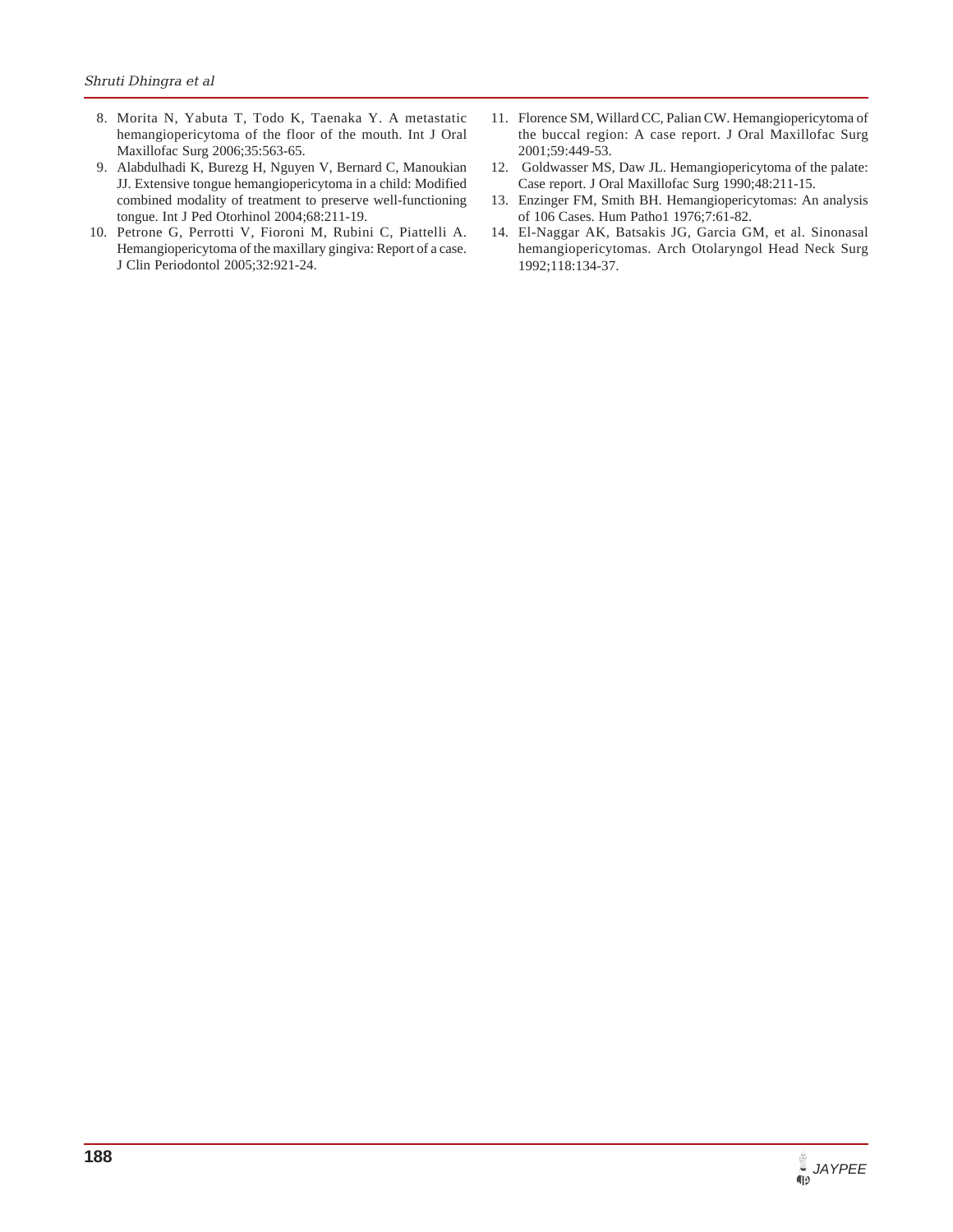8. Morita N, Yabuta T, Todo K, Taenaka Y. A metastatic hemangiopericytoma of the floor of the mouth. Int J Oral Maxillofac Surg 2006;35:563-65.
9. Alabdulhadi K, Burezg H, Nguyen V, Bernard C, Manoukian JJ. Extensive tongue hemangiopericytoma in a child: Modified combined modality of treatment to preserve well-functioning tongue. Int J Ped Otorhinol 2004;68:211-19.
10. Petrone G, Perrotti V, Fioroni M, Rubini C, Piattelli A. Hemangiopericytoma of the maxillary gingiva: Report of a case. J Clin Periodontol 2005;32:921-24.
11. Florence SM, Willard CC, Palian CW. Hemangiopericytoma of the buccal region: A case report. J Oral Maxillofac Surg 2001;59:449-53.
12. Goldwasser MS, Daw JL. Hemangiopericytoma of the palate: Case report. J Oral Maxillofac Surg 1990;48:211-15.
13. Enzinger FM, Smith BH. Hemangiopericytomas: An analysis of 106 Cases. Hum Patho1 1976;7:61-82.
14. El-Naggar AK, Batsakis JG, Garcia GM, et al. Sinonasal hemangiopericytomas. Arch Otolaryngol Head Neck Surg 1992;118:134-37.